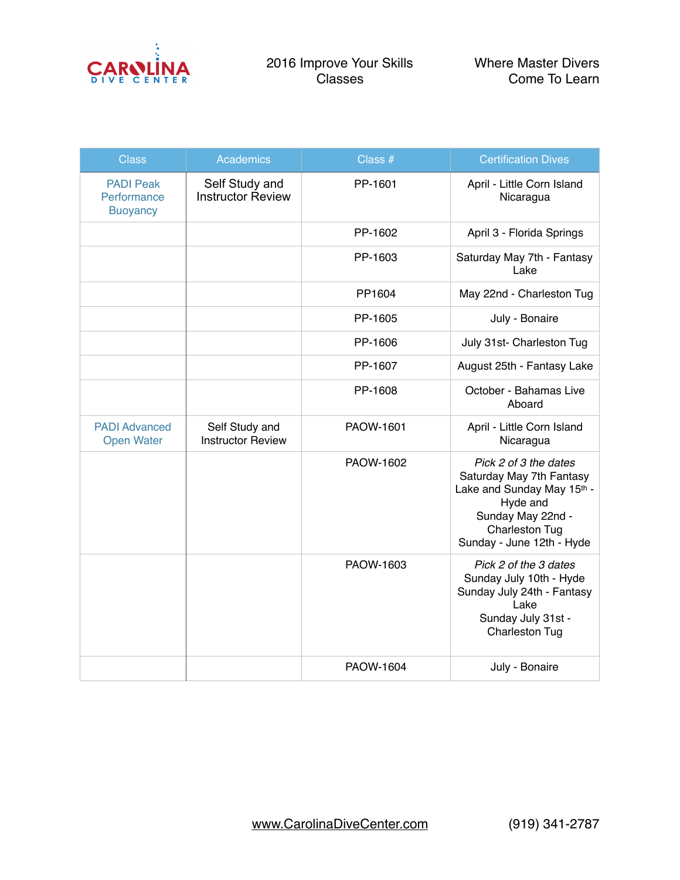CAROLINA DIVE CENTER

# 2016 Improve Your Skills Classes

Where Master Divers Come To Learn

| Class | Academics | Class # | Certification Dives |
|---|---|---|---|
| PADI Peak Performance Buoyancy | Self Study and Instructor Review | PP-1601 | April - Little Corn Island Nicaragua |
| | | PP-1602 | April 3 - Florida Springs |
| | | PP-1603 | Saturday May 7th - Fantasy Lake |
| | | PP1604 | May 22nd - Charleston Tug |
| | | PP-1605 | July - Bonaire |
| | | PP-1606 | July 31st- Charleston Tug |
| | | PP-1607 | August 25th - Fantasy Lake |
| | | PP-1608 | October - Bahamas Live Aboard |
| PADI Advanced Open Water | Self Study and Instructor Review | PAOW-1601 | April - Little Corn Island Nicaragua |
| | | PAOW-1602 | *Pick 2 of 3 the dates* Saturday May 7th Fantasy Lake and Sunday May 15th - Hyde and Sunday May 22nd - Charleston Tug Sunday - June 12th - Hyde |
| | | PAOW-1603 | *Pick 2 of the 3 dates* Sunday July 10th - Hyde Sunday July 24th - Fantasy Lake Sunday July 31st - Charleston Tug |
| | | PAOW-1604 | July - Bonaire |

www.CarolinaDiveCenter.com (919) 341-2787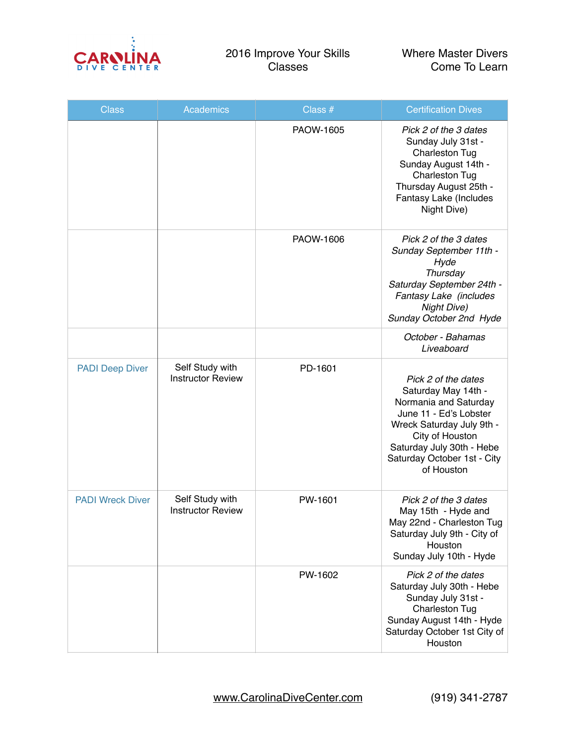# 2016 Improve Your Skills Classes

Where Master Divers Come To Learn

| Class | Academics | Class # | Certification Dives |
|---|---|---|---|
| | | PAOW-1605 | *Pick 2 of the 3 dates* Sunday July 31st - Charleston Tug Sunday August 14th - Charleston Tug Thursday August 25th - Fantasy Lake (Includes Night Dive) |
| | | PAOW-1606 | *Pick 2 of the 3 dates Sunday September 11th - Hyde Thursday Saturday September 24th - Fantasy Lake (includes Night Dive) Sunday October 2nd Hyde* |
| | | | *October - Bahamas Liveaboard* |
| PADI Deep Diver | Self Study with Instructor Review | PD-1601 | *Pick 2 of the dates* Saturday May 14th - Normania and Saturday June 11 - Ed's Lobster Wreck Saturday July 9th - City of Houston Saturday July 30th - Hebe Saturday October 1st - City of Houston |
| PADI Wreck Diver | Self Study with Instructor Review | PW-1601 | *Pick 2 of the 3 dates* May 15th - Hyde and May 22nd - Charleston Tug Saturday July 9th - City of Houston Sunday July 10th - Hyde |
| | | PW-1602 | *Pick 2 of the dates* Saturday July 30th - Hebe Sunday July 31st - Charleston Tug Sunday August 14th - Hyde Saturday October 1st City of Houston |

www.CarolinaDiveCenter.com (919) 341-2787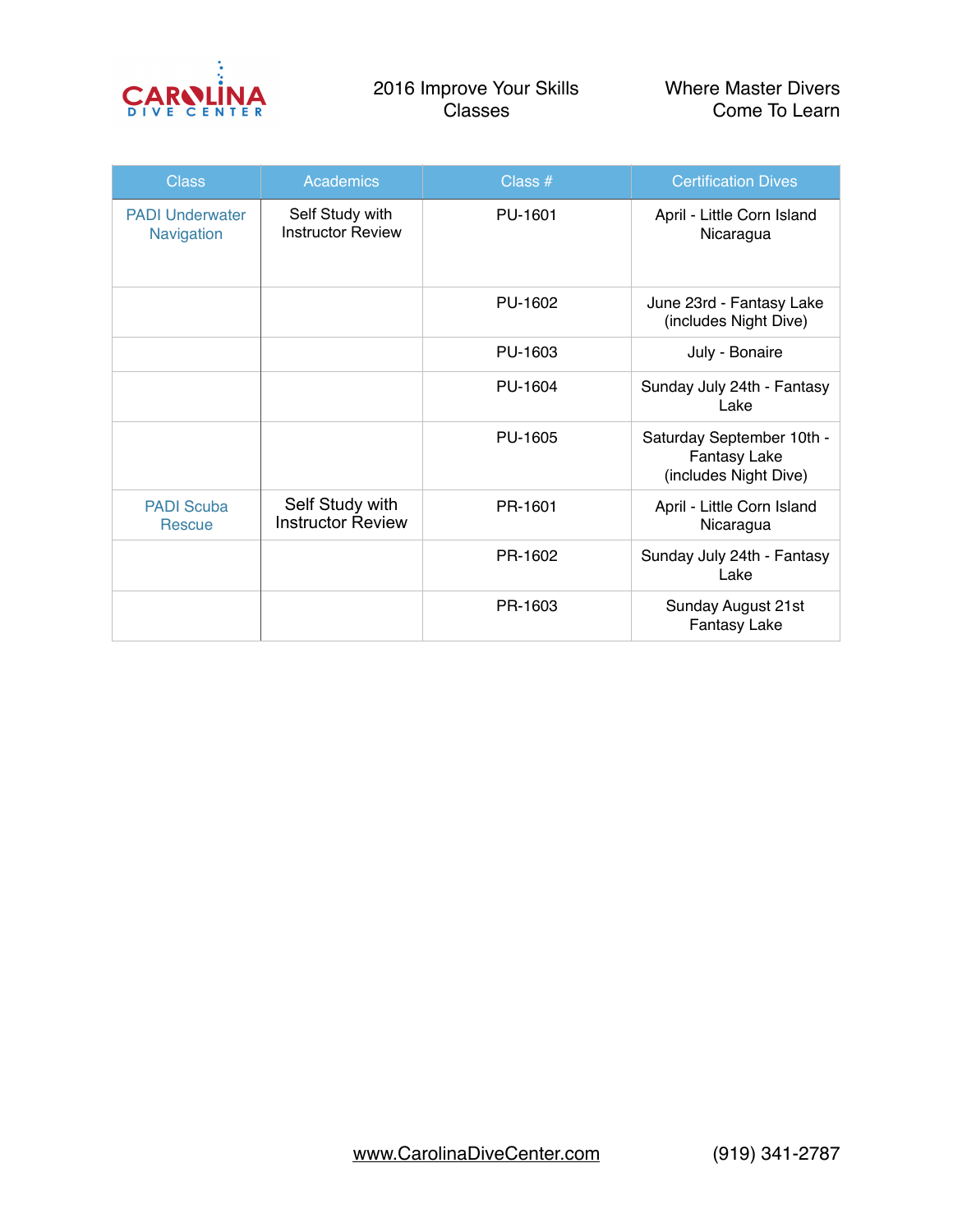CAROLINA DIVE CENTER

2016 Improve Your Skills Classes

Where Master Divers Come To Learn

| Class | Academics | Class # | Certification Dives |
|---|---|---|---|
| PADI Underwater Navigation | Self Study with Instructor Review | PU-1601 | April - Little Corn Island Nicaragua |
| | | PU-1602 | June 23rd - Fantasy Lake (includes Night Dive) |
| | | PU-1603 | July - Bonaire |
| | | PU-1604 | Sunday July 24th - Fantasy Lake |
| | | PU-1605 | Saturday September 10th - Fantasy Lake (includes Night Dive) |
| PADI Scuba Rescue | Self Study with Instructor Review | PR-1601 | April - Little Corn Island Nicaragua |
| | | PR-1602 | Sunday July 24th - Fantasy Lake |
| | | PR-1603 | Sunday August 21st Fantasy Lake |

www.CarolinaDiveCenter.com (919) 341-2787